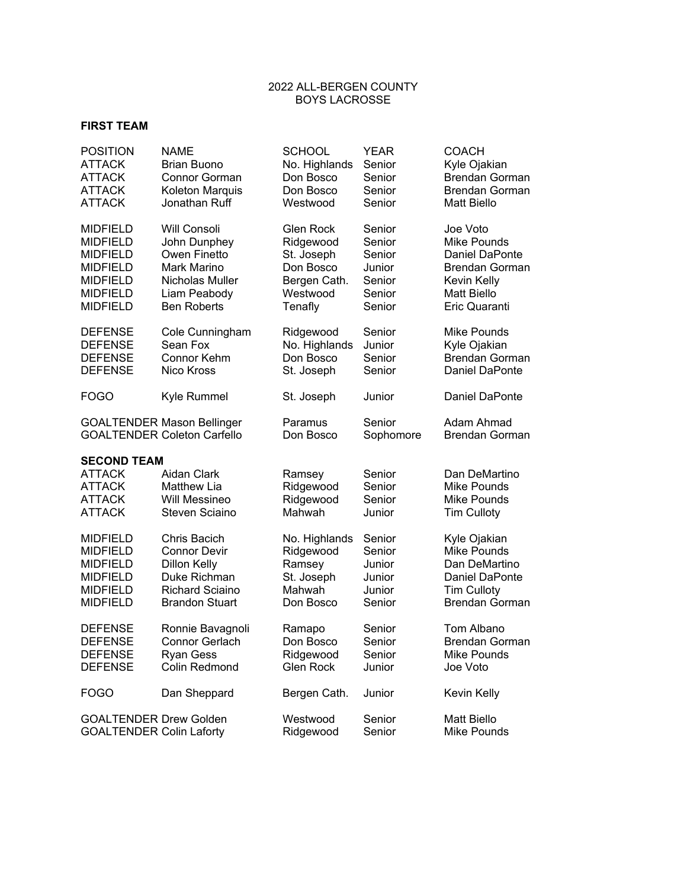# 2022 ALL-BERGEN COUNTY
## BOYS LACROSSE

**FIRST TEAM**

| POSITION | NAME | SCHOOL | YEAR | COACH |
|---|---|---|---|---|
| ATTACK | Brian Buono | No. Highlands | Senior | Kyle Ojakian |
| ATTACK | Connor Gorman | Don Bosco | Senior | Brendan Gorman |
| ATTACK | Koleton Marquis | Don Bosco | Senior | Brendan Gorman |
| ATTACK | Jonathan Ruff | Westwood | Senior | Matt Biello |
| MIDFIELD | Will Consoli | Glen Rock | Senior | Joe Voto |
| MIDFIELD | John Dunphey | Ridgewood | Senior | Mike Pounds |
| MIDFIELD | Owen Finetto | St. Joseph | Senior | Daniel DaPonte |
| MIDFIELD | Mark Marino | Don Bosco | Junior | Brendan Gorman |
| MIDFIELD | Nicholas Muller | Bergen Cath. | Senior | Kevin Kelly |
| MIDFIELD | Liam Peabody | Westwood | Senior | Matt Biello |
| MIDFIELD | Ben Roberts | Tenafly | Senior | Eric Quaranti |
| DEFENSE | Cole Cunningham | Ridgewood | Senior | Mike Pounds |
| DEFENSE | Sean Fox | No. Highlands | Junior | Kyle Ojakian |
| DEFENSE | Connor Kehm | Don Bosco | Senior | Brendan Gorman |
| DEFENSE | Nico Kross | St. Joseph | Senior | Daniel DaPonte |
| FOGO | Kyle Rummel | St. Joseph | Junior | Daniel DaPonte |
| GOALTENDER | Mason Bellinger | Paramus | Senior | Adam Ahmad |
| GOALTENDER | Coleton Carfello | Don Bosco | Sophomore | Brendan Gorman |

**SECOND TEAM**

| POSITION | NAME | SCHOOL | YEAR | COACH |
|---|---|---|---|---|
| ATTACK | Aidan Clark | Ramsey | Senior | Dan DeMartino |
| ATTACK | Matthew Lia | Ridgewood | Senior | Mike Pounds |
| ATTACK | Will Messineo | Ridgewood | Senior | Mike Pounds |
| ATTACK | Steven Sciaino | Mahwah | Junior | Tim Culloty |
| MIDFIELD | Chris Bacich | No. Highlands | Senior | Kyle Ojakian |
| MIDFIELD | Connor Devir | Ridgewood | Senior | Mike Pounds |
| MIDFIELD | Dillon Kelly | Ramsey | Junior | Dan DeMartino |
| MIDFIELD | Duke Richman | St. Joseph | Junior | Daniel DaPonte |
| MIDFIELD | Richard Sciaino | Mahwah | Junior | Tim Culloty |
| MIDFIELD | Brandon Stuart | Don Bosco | Senior | Brendan Gorman |
| DEFENSE | Ronnie Bavagnoli | Ramapo | Senior | Tom Albano |
| DEFENSE | Connor Gerlach | Don Bosco | Senior | Brendan Gorman |
| DEFENSE | Ryan Gess | Ridgewood | Senior | Mike Pounds |
| DEFENSE | Colin Redmond | Glen Rock | Junior | Joe Voto |
| FOGO | Dan Sheppard | Bergen Cath. | Junior | Kevin Kelly |
| GOALTENDER | Drew Golden | Westwood | Senior | Matt Biello |
| GOALTENDER | Colin Laforty | Ridgewood | Senior | Mike Pounds |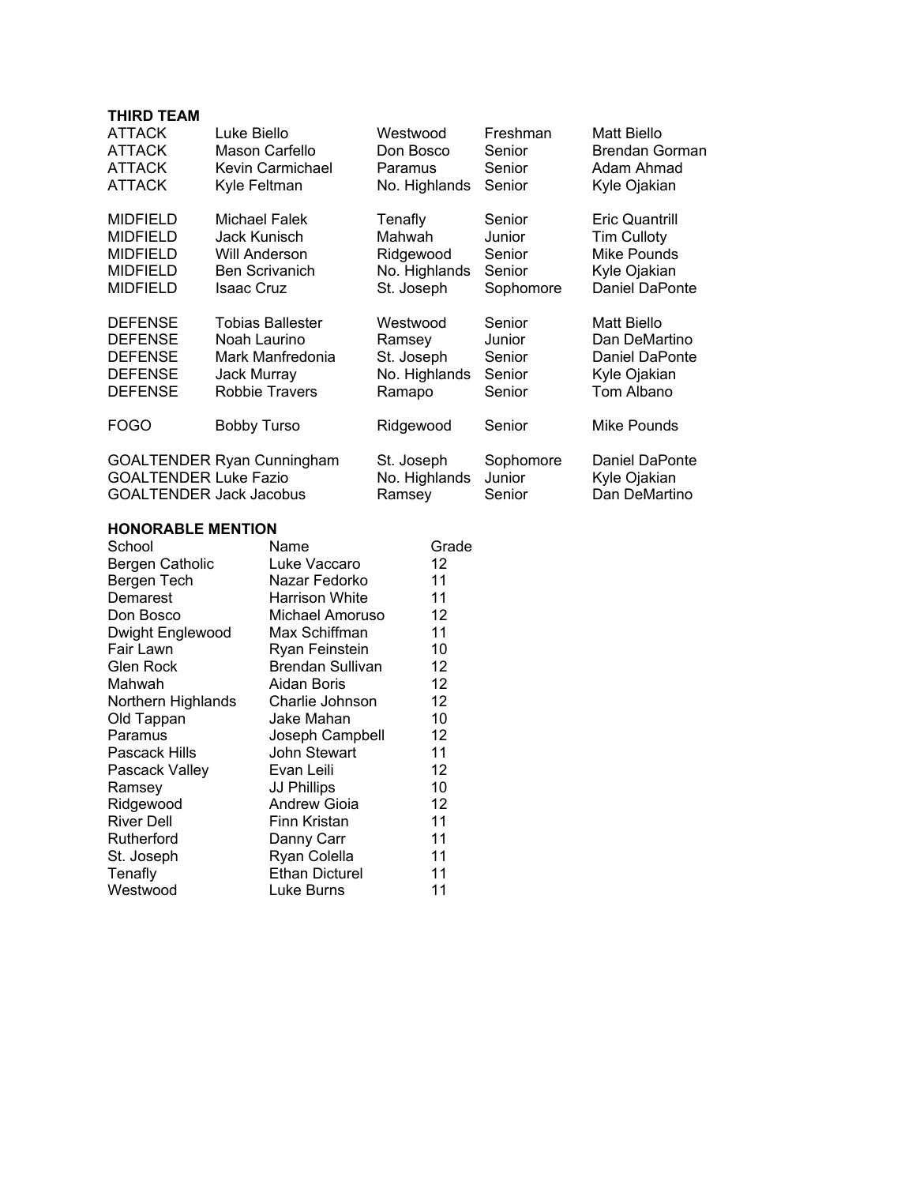**THIRD TEAM**

| | | | | |
|---|---|---|---|---|
| ATTACK | Luke Biello | Westwood | Freshman | Matt Biello |
| ATTACK | Mason Carfello | Don Bosco | Senior | Brendan Gorman |
| ATTACK | Kevin Carmichael | Paramus | Senior | Adam Ahmad |
| ATTACK | Kyle Feltman | No. Highlands | Senior | Kyle Ojakian |
| MIDFIELD | Michael Falek | Tenafly | Senior | Eric Quantrill |
| MIDFIELD | Jack Kunisch | Mahwah | Junior | Tim Culloty |
| MIDFIELD | Will Anderson | Ridgewood | Senior | Mike Pounds |
| MIDFIELD | Ben Scrivanich | No. Highlands | Senior | Kyle Ojakian |
| MIDFIELD | Isaac Cruz | St. Joseph | Sophomore | Daniel DaPonte |
| DEFENSE | Tobias Ballester | Westwood | Senior | Matt Biello |
| DEFENSE | Noah Laurino | Ramsey | Junior | Dan DeMartino |
| DEFENSE | Mark Manfredonia | St. Joseph | Senior | Daniel DaPonte |
| DEFENSE | Jack Murray | No. Highlands | Senior | Kyle Ojakian |
| DEFENSE | Robbie Travers | Ramapo | Senior | Tom Albano |
| FOGO | Bobby Turso | Ridgewood | Senior | Mike Pounds |
| GOALTENDER | Ryan Cunningham | St. Joseph | Sophomore | Daniel DaPonte |
| GOALTENDER | Luke Fazio | No. Highlands | Junior | Kyle Ojakian |
| GOALTENDER | Jack Jacobus | Ramsey | Senior | Dan DeMartino |

**HONORABLE MENTION**

| School | Name | Grade |
|---|---|---|
| Bergen Catholic | Luke Vaccaro | 12 |
| Bergen Tech | Nazar Fedorko | 11 |
| Demarest | Harrison White | 11 |
| Don Bosco | Michael Amoruso | 12 |
| Dwight Englewood | Max Schiffman | 11 |
| Fair Lawn | Ryan Feinstein | 10 |
| Glen Rock | Brendan Sullivan | 12 |
| Mahwah | Aidan Boris | 12 |
| Northern Highlands | Charlie Johnson | 12 |
| Old Tappan | Jake Mahan | 10 |
| Paramus | Joseph Campbell | 12 |
| Pascack Hills | John Stewart | 11 |
| Pascack Valley | Evan Leili | 12 |
| Ramsey | JJ Phillips | 10 |
| Ridgewood | Andrew Gioia | 12 |
| River Dell | Finn Kristan | 11 |
| Rutherford | Danny Carr | 11 |
| St. Joseph | Ryan Colella | 11 |
| Tenafly | Ethan Dicturel | 11 |
| Westwood | Luke Burns | 11 |